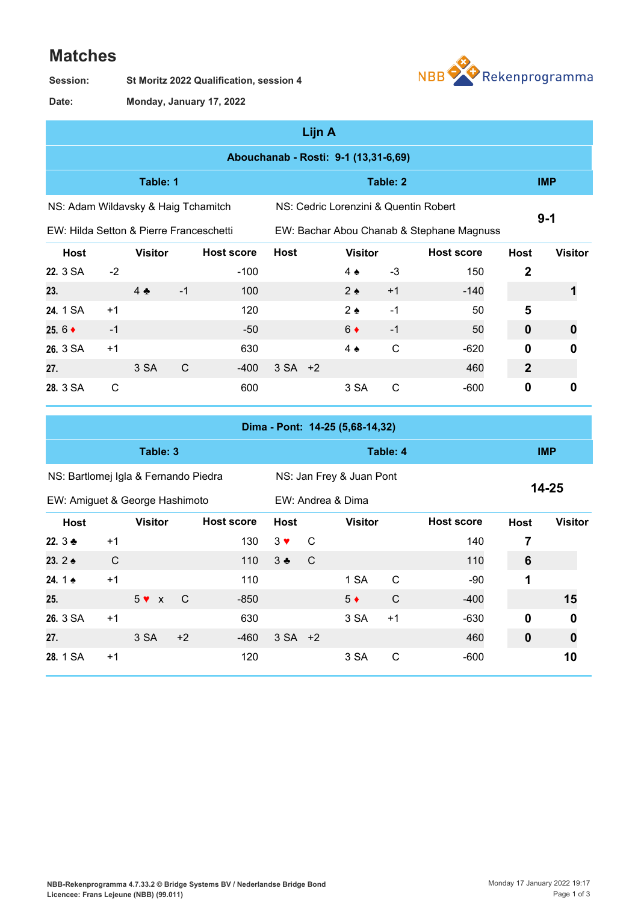# Matches

**Session:** St Moritz 2022 Qualification, session 4

**Date:** Monday, January 17, 2022

## Lijn A

### Abouchanab - Rosti: 9-1 (13,31-6,69)

| Table: 1 | | | | Table: 2 | | | | IMP | |
|---|---|---|---|---|---|---|---|---|---|
| NS: Adam Wildavsky & Haig Tchamitch | | | | NS: Cedric Lorenzini & Quentin Robert | | | | 9-1 | |
| EW: Hilda Setton & Pierre Franceschetti | | | | EW: Bachar Abou Chanab & Stephane Magnuss | | | | | |
| Host | | Visitor | Host score | Host | | Visitor | Host score | Host | Visitor |
| 22. 3 SA | -2 | | -100 | | | 4 ♠ -3 | 150 | 2 | |
| 23. | | 4 ♣ -1 | 100 | | | 2 ♠ +1 | -140 | | 1 |
| 24. 1 SA | +1 | | 120 | | | 2 ♠ -1 | 50 | 5 | |
| 25. 6 ♦ | -1 | | -50 | | | 6 ♦ -1 | 50 | 0 | 0 |
| 26. 3 SA | +1 | | 630 | | | 4 ♠ C | -620 | 0 | 0 |
| 27. | | 3 SA C | -400 | 3 SA | +2 | | 460 | 2 | |
| 28. 3 SA | C | | 600 | | | 3 SA C | -600 | 0 | 0 |

### Dima - Pont: 14-25 (5,68-14,32)

| Table: 3 | | | | Table: 4 | | | | IMP | |
|---|---|---|---|---|---|---|---|---|---|
| NS: Bartlomej Igla & Fernando Piedra | | | | NS: Jan Frey & Juan Pont | | | | 14-25 | |
| EW: Amiguet & George Hashimoto | | | | EW: Andrea & Dima | | | | | |
| Host | | Visitor | Host score | Host | | Visitor | Host score | Host | Visitor |
| 22. 3 ♣ | +1 | | 130 | 3 ♥ | C | | 140 | 7 | |
| 23. 2 ♠ | C | | 110 | 3 ♣ | C | | 110 | 6 | |
| 24. 1 ♠ | +1 | | 110 | | | 1 SA C | -90 | 1 | |
| 25. | | 5 ♥ x C | -850 | | | 5 ♦ C | -400 | | 15 |
| 26. 3 SA | +1 | | 630 | | | 3 SA +1 | -630 | 0 | 0 |
| 27. | | 3 SA +2 | -460 | 3 SA | +2 | | 460 | 0 | 0 |
| 28. 1 SA | +1 | | 120 | | | 3 SA C | -600 | | 10 |

NBB-Rekenprogramma 4.7.33.2 © Bridge Systems BV / Nederlandse Bridge Bond
Licencee: Frans Lejeune (NBB) (99.011)

Monday 17 January 2022 19:17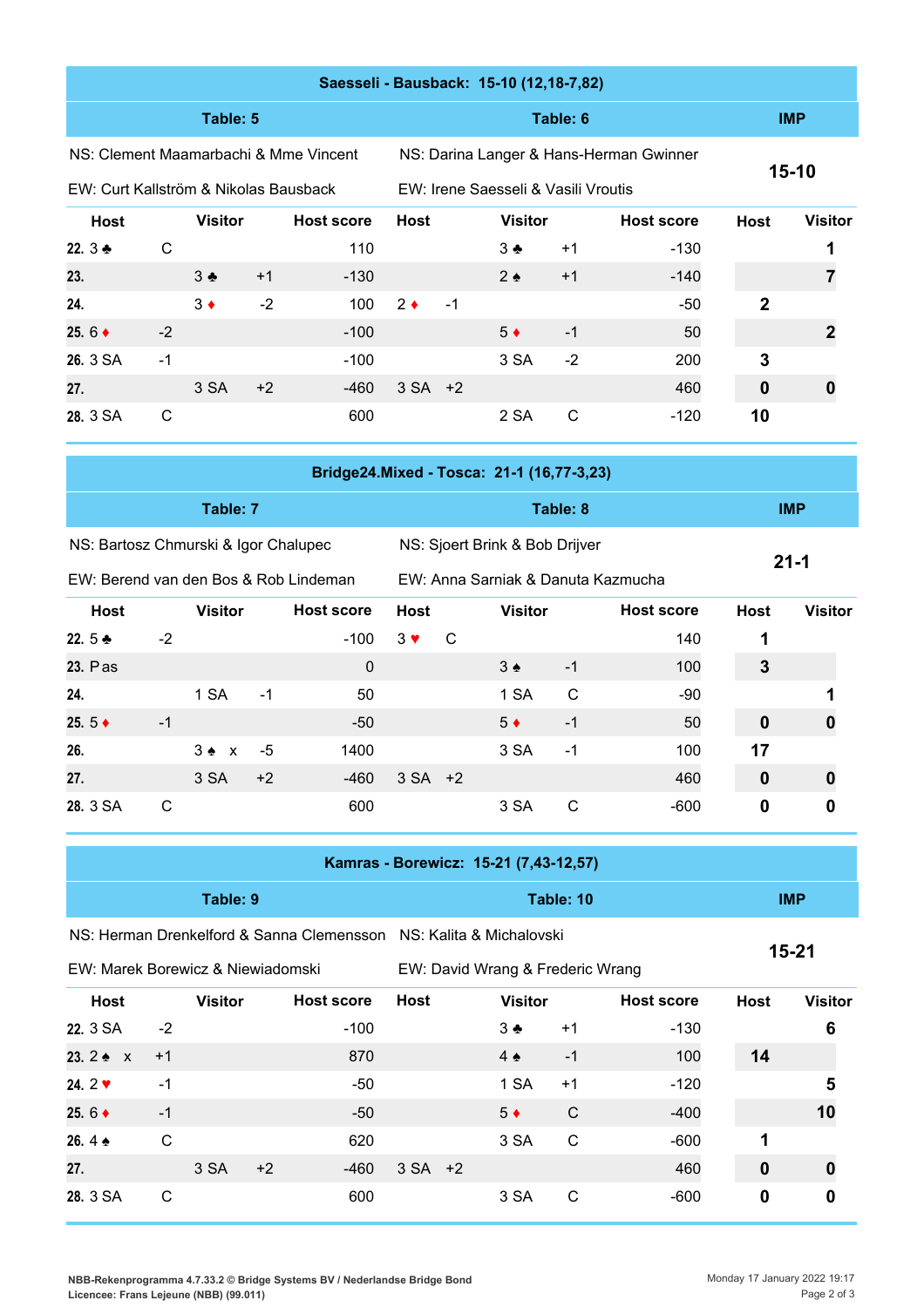## Saesseli - Bausback: 15-10 (12,18-7,82)

| Table: 5 | | | | | Table: 6 | | | | | IMP | |
|---|---|---|---|---|---|---|---|---|---|---|---|
| NS: Clement Maamarbachi & Mme Vincent | | | | | NS: Darina Langer & Hans-Herman Gwinner | | | | | 15-10 | |
| EW: Curt Kallström & Nikolas Bausback | | | | | EW: Irene Saesseli & Vasili Vroutis | | | | | | |
| Host | | Visitor | | Host score | Host | | Visitor | | Host score | Host | Visitor |
| 22. 3 ♣ | C | | | 110 | | | 3 ♣ | +1 | -130 | | 1 |
| 23. | | 3 ♣ | +1 | -130 | | | 2 ♠ | +1 | -140 | | 7 |
| 24. | | 3 ♦ | -2 | 100 | 2 ♦ | -1 | | | -50 | 2 | |
| 25. 6 ♦ | -2 | | | -100 | | | 5 ♦ | -1 | 50 | | 2 |
| 26. 3 SA | -1 | | | -100 | | | 3 SA | -2 | 200 | 3 | |
| 27. | | 3 SA | +2 | -460 | 3 SA | +2 | | | 460 | 0 | 0 |
| 28. 3 SA | C | | | 600 | | | 2 SA | C | -120 | 10 | |

## Bridge24.Mixed - Tosca: 21-1 (16,77-3,23)

| Table: 7 | | | | | Table: 8 | | | | | IMP | |
|---|---|---|---|---|---|---|---|---|---|---|---|
| NS: Bartosz Chmurski & Igor Chalupec | | | | | NS: Sjoert Brink & Bob Drijver | | | | | 21-1 | |
| EW: Berend van den Bos & Rob Lindeman | | | | | EW: Anna Sarniak & Danuta Kazmucha | | | | | | |
| Host | | Visitor | | Host score | Host | | Visitor | | Host score | Host | Visitor |
| 22. 5 ♣ | -2 | | | -100 | 3 ♥ | C | | | 140 | 1 | |
| 23. Pas | | | | 0 | | | 3 ♠ | -1 | 100 | 3 | |
| 24. | | 1 SA | -1 | 50 | | | 1 SA | C | -90 | | 1 |
| 25. 5 ♦ | -1 | | | -50 | | | 5 ♦ | -1 | 50 | 0 | 0 |
| 26. | | 3 ♠ x | -5 | 1400 | | | 3 SA | -1 | 100 | 17 | |
| 27. | | 3 SA | +2 | -460 | 3 SA | +2 | | | 460 | 0 | 0 |
| 28. 3 SA | C | | | 600 | | | 3 SA | C | -600 | 0 | 0 |

## Kamras - Borewicz: 15-21 (7,43-12,57)

| Table: 9 | | | | | Table: 10 | | | | | IMP | |
|---|---|---|---|---|---|---|---|---|---|---|---|
| NS: Herman Drenkelford & Sanna Clemensson | | | | | NS: Kalita & Michalovski | | | | | 15-21 | |
| EW: Marek Borewicz & Niewiadomski | | | | | EW: David Wrang & Frederic Wrang | | | | | | |
| Host | | Visitor | | Host score | Host | | Visitor | | Host score | Host | Visitor |
| 22. 3 SA | -2 | | | -100 | | | 3 ♣ | +1 | -130 | | 6 |
| 23. 2 ♠ x | +1 | | | 870 | | | 4 ♠ | -1 | 100 | 14 | |
| 24. 2 ♥ | -1 | | | -50 | | | 1 SA | +1 | -120 | | 5 |
| 25. 6 ♦ | -1 | | | -50 | | | 5 ♦ | C | -400 | | 10 |
| 26. 4 ♠ | C | | | 620 | | | 3 SA | C | -600 | 1 | |
| 27. | | 3 SA | +2 | -460 | 3 SA | +2 | | | 460 | 0 | 0 |
| 28. 3 SA | C | | | 600 | | | 3 SA | C | -600 | 0 | 0 |

NBB-Rekenprogramma 4.7.33.2 © Bridge Systems BV / Nederlandse Bridge Bond
Licencee: Frans Lejeune (NBB) (99.011)

Monday 17 January 2022 19:17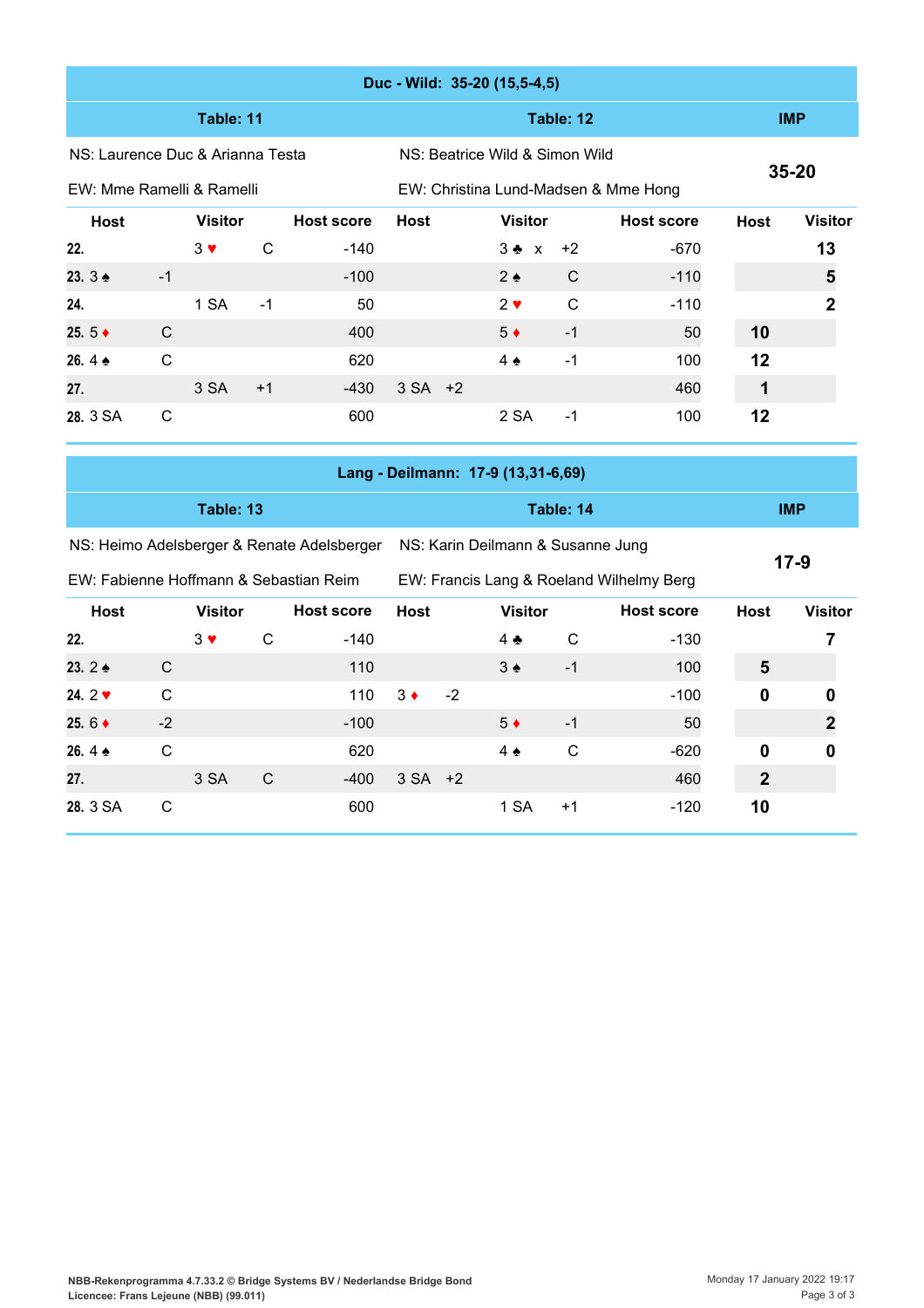## Duc - Wild: 35-20 (15,5-4,5)

| Table: 11 | | | | Table: 12 | | | | IMP | |
|---|---|---|---|---|---|---|---|---|---|
| NS: Laurence Duc & Arianna Testa | | | | NS: Beatrice Wild & Simon Wild | | | | 35-20 | |
| EW: Mme Ramelli & Ramelli | | | | EW: Christina Lund-Madsen & Mme Hong | | | | | |
| Host | | Visitor | Host score | Host | | Visitor | Host score | Host | Visitor |
| 22. | | 3 ♥ C | -140 | | | 3 ♣ x +2 | -670 | | 13 |
| 23. 3 ♠ | -1 | | -100 | | | 2 ♠ C | -110 | | 5 |
| 24. | | 1 SA -1 | 50 | | | 2 ♥ C | -110 | | 2 |
| 25. 5 ♦ | C | | 400 | | | 5 ♦ -1 | 50 | 10 | |
| 26. 4 ♠ | C | | 620 | | | 4 ♠ -1 | 100 | 12 | |
| 27. | | 3 SA +1 | -430 | 3 SA | +2 | | 460 | 1 | |
| 28. 3 SA | C | | 600 | | | 2 SA -1 | 100 | 12 | |

## Lang - Deilmann: 17-9 (13,31-6,69)

| Table: 13 | | | | Table: 14 | | | | IMP | |
|---|---|---|---|---|---|---|---|---|---|
| NS: Heimo Adelsberger & Renate Adelsberger | | | | NS: Karin Deilmann & Susanne Jung | | | | 17-9 | |
| EW: Fabienne Hoffmann & Sebastian Reim | | | | EW: Francis Lang & Roeland Wilhelmy Berg | | | | | |
| Host | | Visitor | Host score | Host | | Visitor | Host score | Host | Visitor |
| 22. | | 3 ♥ C | -140 | | | 4 ♣ C | -130 | | 7 |
| 23. 2 ♠ | C | | 110 | | | 3 ♠ -1 | 100 | 5 | |
| 24. 2 ♥ | C | | 110 | 3 ♦ | -2 | | -100 | 0 | 0 |
| 25. 6 ♦ | -2 | | -100 | | | 5 ♦ -1 | 50 | | 2 |
| 26. 4 ♠ | C | | 620 | | | 4 ♠ C | -620 | 0 | 0 |
| 27. | | 3 SA C | -400 | 3 SA | +2 | | 460 | 2 | |
| 28. 3 SA | C | | 600 | | | 1 SA +1 | -120 | 10 | |

NBB-Rekenprogramma 4.7.33.2 © Bridge Systems BV / Nederlandse Bridge Bond
Licencee: Frans Lejeune (NBB) (99.011)

Monday 17 January 2022 19:17